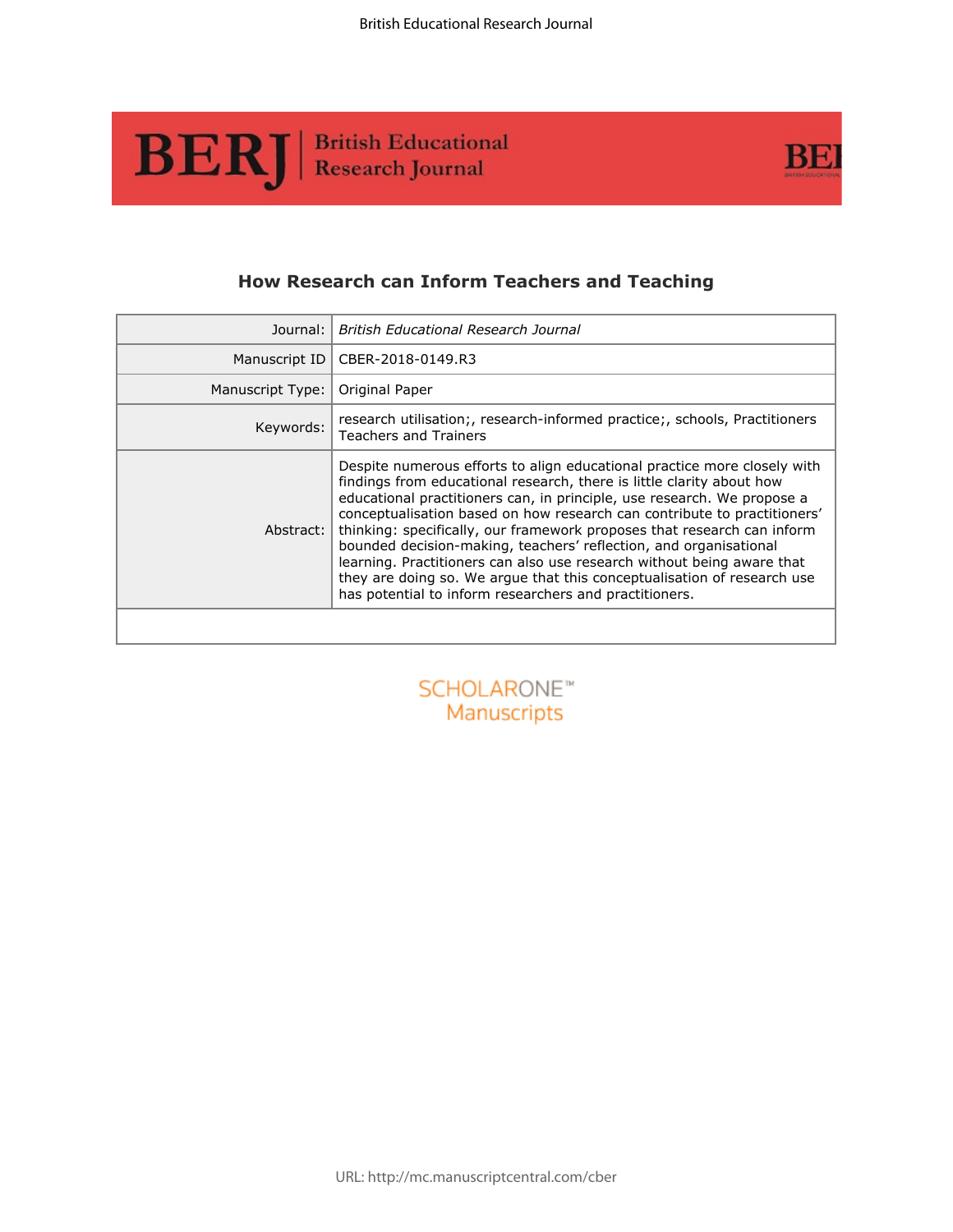# How Research can Inform Teachers and Teaching

| | |
|---|---|
| Journal: | *British Educational Research Journal* |
| Manuscript ID | CBER-2018-0149.R3 |
| Manuscript Type: | Original Paper |
| Keywords: | research utilisation;, research-informed practice;, schools, Practitioners Teachers and Trainers |
| Abstract: | Despite numerous efforts to align educational practice more closely with findings from educational research, there is little clarity about how educational practitioners can, in principle, use research. We propose a conceptualisation based on how research can contribute to practitioners' thinking: specifically, our framework proposes that research can inform bounded decision-making, teachers' reflection, and organisational learning. Practitioners can also use research without being aware that they are doing so. We argue that this conceptualisation of research use has potential to inform researchers and practitioners. |

SCHOLARONE™ Manuscripts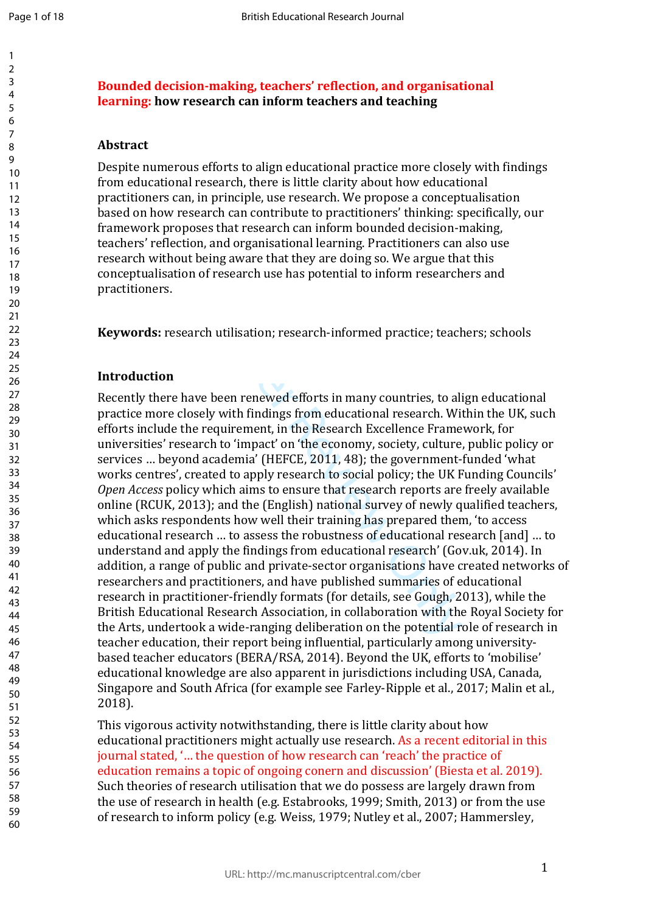# Bounded decision-making, teachers' reflection, and organisational learning: how research can inform teachers and teaching

## Abstract

Despite numerous efforts to align educational practice more closely with findings from educational research, there is little clarity about how educational practitioners can, in principle, use research. We propose a conceptualisation based on how research can contribute to practitioners' thinking: specifically, our framework proposes that research can inform bounded decision-making, teachers' reflection, and organisational learning. Practitioners can also use research without being aware that they are doing so. We argue that this conceptualisation of research use has potential to inform researchers and practitioners.

**Keywords:** research utilisation; research-informed practice; teachers; schools

## Introduction

Recently there have been renewed efforts in many countries, to align educational practice more closely with findings from educational research. Within the UK, such efforts include the requirement, in the Research Excellence Framework, for universities' research to 'impact' on 'the economy, society, culture, public policy or services … beyond academia' (HEFCE, 2011, 48); the government-funded 'what works centres', created to apply research to social policy; the UK Funding Councils' *Open Access* policy which aims to ensure that research reports are freely available online (RCUK, 2013); and the (English) national survey of newly qualified teachers, which asks respondents how well their training has prepared them, 'to access educational research … to assess the robustness of educational research [and] … to understand and apply the findings from educational research' (Gov.uk, 2014). In addition, a range of public and private-sector organisations have created networks of researchers and practitioners, and have published summaries of educational research in practitioner-friendly formats (for details, see Gough, 2013), while the British Educational Research Association, in collaboration with the Royal Society for the Arts, undertook a wide-ranging deliberation on the potential role of research in teacher education, their report being influential, particularly among university-based teacher educators (BERA/RSA, 2014). Beyond the UK, efforts to 'mobilise' educational knowledge are also apparent in jurisdictions including USA, Canada, Singapore and South Africa (for example see Farley-Ripple et al., 2017; Malin et al., 2018).

This vigorous activity notwithstanding, there is little clarity about how educational practitioners might actually use research. As a recent editorial in this journal stated, '… the question of how research can 'reach' the practice of education remains a topic of ongoing conern and discussion' (Biesta et al. 2019). Such theories of research utilisation that we do possess are largely drawn from the use of research in health (e.g. Estabrooks, 1999; Smith, 2013) or from the use of research to inform policy (e.g. Weiss, 1979; Nutley et al., 2007; Hammersley,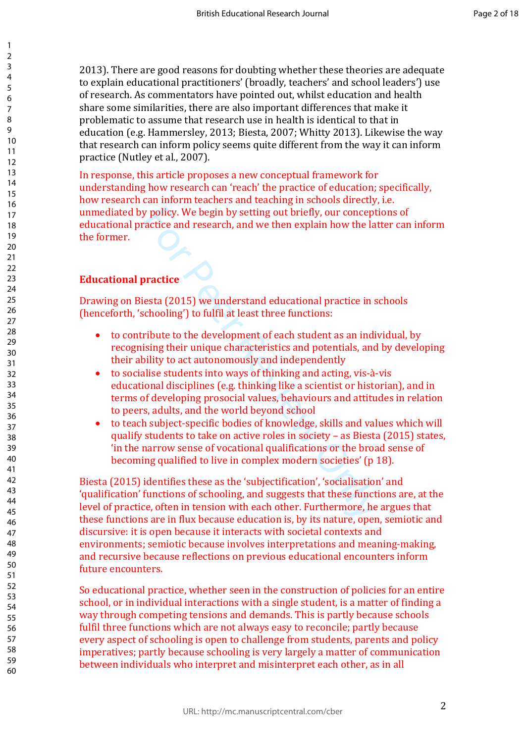2013). There are good reasons for doubting whether these theories are adequate to explain educational practitioners' (broadly, teachers' and school leaders') use of research. As commentators have pointed out, whilst education and health share some similarities, there are also important differences that make it problematic to assume that research use in health is identical to that in education (e.g. Hammersley, 2013; Biesta, 2007; Whitty 2013). Likewise the way that research can inform policy seems quite different from the way it can inform practice (Nutley et al., 2007).

In response, this article proposes a new conceptual framework for understanding how research can 'reach' the practice of education; specifically, how research can inform teachers and teaching in schools directly, i.e. unmediated by policy. We begin by setting out briefly, our conceptions of educational practice and research, and we then explain how the latter can inform the former.

## Educational practice

Drawing on Biesta (2015) we understand educational practice in schools (henceforth, 'schooling') to fulfil at least three functions:

- to contribute to the development of each student as an individual, by recognising their unique characteristics and potentials, and by developing their ability to act autonomously and independently
- to socialise students into ways of thinking and acting, vis-à-vis educational disciplines (e.g. thinking like a scientist or historian), and in terms of developing prosocial values, behaviours and attitudes in relation to peers, adults, and the world beyond school
- to teach subject-specific bodies of knowledge, skills and values which will qualify students to take on active roles in society – as Biesta (2015) states, 'in the narrow sense of vocational qualifications or the broad sense of becoming qualified to live in complex modern societies' (p 18).

Biesta (2015) identifies these as the 'subjectification', 'socialisation' and 'qualification' functions of schooling, and suggests that these functions are, at the level of practice, often in tension with each other. Furthermore, he argues that these functions are in flux because education is, by its nature, open, semiotic and discursive: it is open because it interacts with societal contexts and environments; semiotic because involves interpretations and meaning-making, and recursive because reflections on previous educational encounters inform future encounters.

So educational practice, whether seen in the construction of policies for an entire school, or in individual interactions with a single student, is a matter of finding a way through competing tensions and demands. This is partly because schools fulfil three functions which are not always easy to reconcile; partly because every aspect of schooling is open to challenge from students, parents and policy imperatives; partly because schooling is very largely a matter of communication between individuals who interpret and misinterpret each other, as in all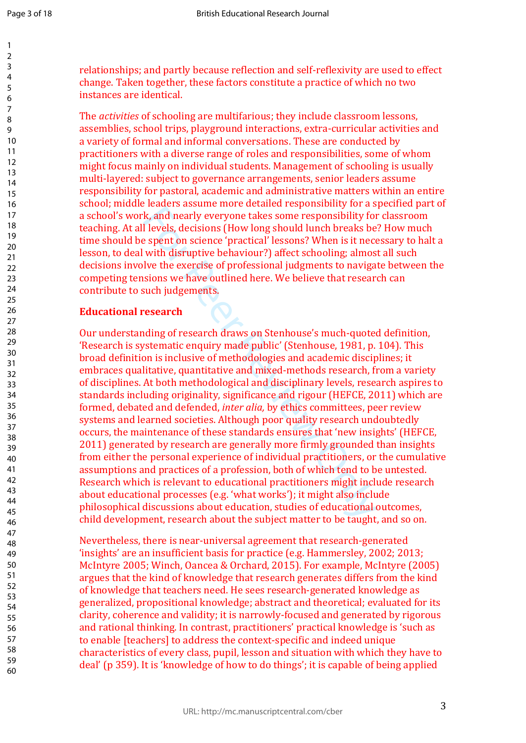relationships; and partly because reflection and self-reflexivity are used to effect change. Taken together, these factors constitute a practice of which no two instances are identical.

The *activities* of schooling are multifarious; they include classroom lessons, assemblies, school trips, playground interactions, extra-curricular activities and a variety of formal and informal conversations. These are conducted by practitioners with a diverse range of roles and responsibilities, some of whom might focus mainly on individual students. Management of schooling is usually multi-layered: subject to governance arrangements, senior leaders assume responsibility for pastoral, academic and administrative matters within an entire school; middle leaders assume more detailed responsibility for a specified part of a school's work, and nearly everyone takes some responsibility for classroom teaching. At all levels, decisions (How long should lunch breaks be? How much time should be spent on science 'practical' lessons? When is it necessary to halt a lesson, to deal with disruptive behaviour?) affect schooling; almost all such decisions involve the exercise of professional judgments to navigate between the competing tensions we have outlined here. We believe that research can contribute to such judgements.

## Educational research

Our understanding of research draws on Stenhouse's much-quoted definition, 'Research is systematic enquiry made public' (Stenhouse, 1981, p. 104). This broad definition is inclusive of methodologies and academic disciplines; it embraces qualitative, quantitative and mixed-methods research, from a variety of disciplines. At both methodological and disciplinary levels, research aspires to standards including originality, significance and rigour (HEFCE, 2011) which are formed, debated and defended, *inter alia,* by ethics committees, peer review systems and learned societies. Although poor quality research undoubtedly occurs, the maintenance of these standards ensures that 'new insights' (HEFCE, 2011) generated by research are generally more firmly grounded than insights from either the personal experience of individual practitioners, or the cumulative assumptions and practices of a profession, both of which tend to be untested. Research which is relevant to educational practitioners might include research about educational processes (e.g. 'what works'); it might also include philosophical discussions about education, studies of educational outcomes, child development, research about the subject matter to be taught, and so on.

Nevertheless, there is near-universal agreement that research-generated 'insights' are an insufficient basis for practice (e.g. Hammersley, 2002; 2013; McIntyre 2005; Winch, Oancea & Orchard, 2015). For example, McIntyre (2005) argues that the kind of knowledge that research generates differs from the kind of knowledge that teachers need. He sees research-generated knowledge as generalized, propositional knowledge; abstract and theoretical; evaluated for its clarity, coherence and validity; it is narrowly-focused and generated by rigorous and rational thinking. In contrast, practitioners' practical knowledge is 'such as to enable [teachers] to address the context-specific and indeed unique characteristics of every class, pupil, lesson and situation with which they have to deal' (p 359). It is 'knowledge of how to do things'; it is capable of being applied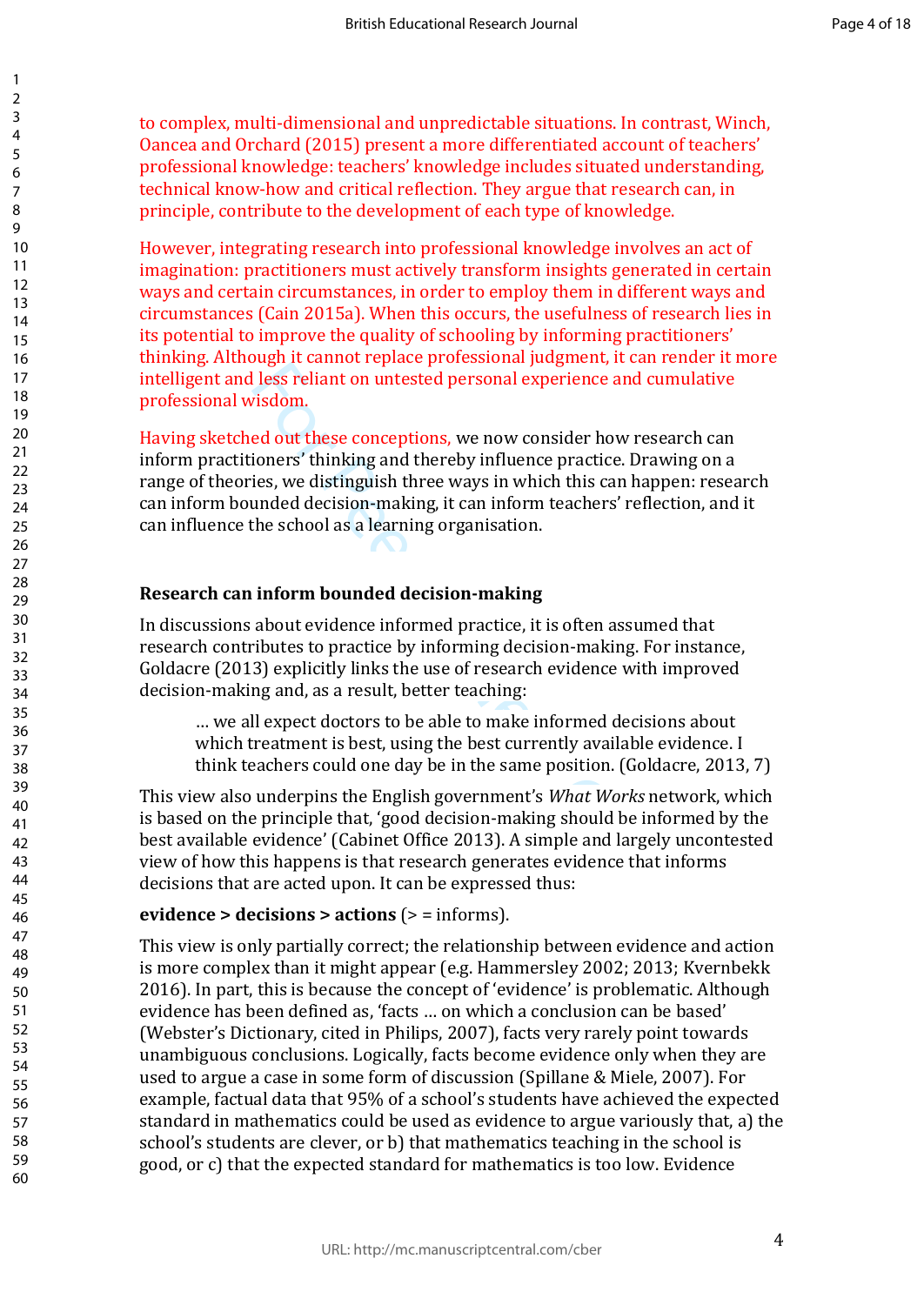to complex, multi-dimensional and unpredictable situations. In contrast, Winch, Oancea and Orchard (2015) present a more differentiated account of teachers' professional knowledge: teachers' knowledge includes situated understanding, technical know-how and critical reflection. They argue that research can, in principle, contribute to the development of each type of knowledge.

However, integrating research into professional knowledge involves an act of imagination: practitioners must actively transform insights generated in certain ways and certain circumstances, in order to employ them in different ways and circumstances (Cain 2015a). When this occurs, the usefulness of research lies in its potential to improve the quality of schooling by informing practitioners' thinking. Although it cannot replace professional judgment, it can render it more intelligent and less reliant on untested personal experience and cumulative professional wisdom.

Having sketched out these conceptions, we now consider how research can inform practitioners' thinking and thereby influence practice. Drawing on a range of theories, we distinguish three ways in which this can happen: research can inform bounded decision-making, it can inform teachers' reflection, and it can influence the school as a learning organisation.

## Research can inform bounded decision-making

In discussions about evidence informed practice, it is often assumed that research contributes to practice by informing decision-making. For instance, Goldacre (2013) explicitly links the use of research evidence with improved decision-making and, as a result, better teaching:

> … we all expect doctors to be able to make informed decisions about which treatment is best, using the best currently available evidence. I think teachers could one day be in the same position. (Goldacre, 2013, 7)

This view also underpins the English government's *What Works* network, which is based on the principle that, 'good decision-making should be informed by the best available evidence' (Cabinet Office 2013). A simple and largely uncontested view of how this happens is that research generates evidence that informs decisions that are acted upon. It can be expressed thus:

**evidence > decisions > actions** (> = informs).

This view is only partially correct; the relationship between evidence and action is more complex than it might appear (e.g. Hammersley 2002; 2013; Kvernbekk 2016). In part, this is because the concept of 'evidence' is problematic. Although evidence has been defined as, 'facts … on which a conclusion can be based' (Webster's Dictionary, cited in Philips, 2007), facts very rarely point towards unambiguous conclusions. Logically, facts become evidence only when they are used to argue a case in some form of discussion (Spillane & Miele, 2007). For example, factual data that 95% of a school's students have achieved the expected standard in mathematics could be used as evidence to argue variously that, a) the school's students are clever, or b) that mathematics teaching in the school is good, or c) that the expected standard for mathematics is too low. Evidence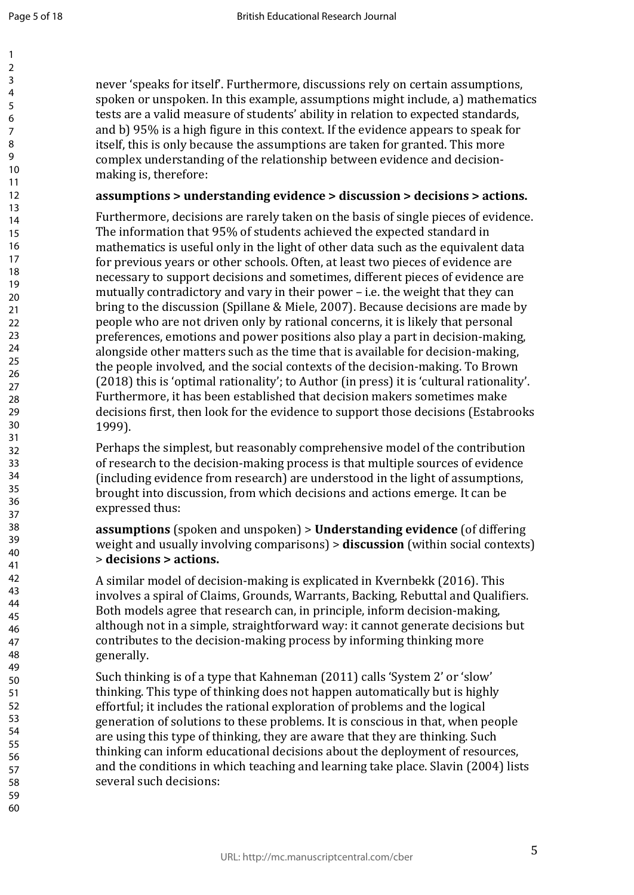never 'speaks for itself'. Furthermore, discussions rely on certain assumptions, spoken or unspoken. In this example, assumptions might include, a) mathematics tests are a valid measure of students' ability in relation to expected standards, and b) 95% is a high figure in this context. If the evidence appears to speak for itself, this is only because the assumptions are taken for granted. This more complex understanding of the relationship between evidence and decision-making is, therefore:

**assumptions > understanding evidence > discussion > decisions > actions.**

Furthermore, decisions are rarely taken on the basis of single pieces of evidence. The information that 95% of students achieved the expected standard in mathematics is useful only in the light of other data such as the equivalent data for previous years or other schools. Often, at least two pieces of evidence are necessary to support decisions and sometimes, different pieces of evidence are mutually contradictory and vary in their power – i.e. the weight that they can bring to the discussion (Spillane & Miele, 2007). Because decisions are made by people who are not driven only by rational concerns, it is likely that personal preferences, emotions and power positions also play a part in decision-making, alongside other matters such as the time that is available for decision-making, the people involved, and the social contexts of the decision-making. To Brown (2018) this is 'optimal rationality'; to Author (in press) it is 'cultural rationality'. Furthermore, it has been established that decision makers sometimes make decisions first, then look for the evidence to support those decisions (Estabrooks 1999).

Perhaps the simplest, but reasonably comprehensive model of the contribution of research to the decision-making process is that multiple sources of evidence (including evidence from research) are understood in the light of assumptions, brought into discussion, from which decisions and actions emerge. It can be expressed thus:

**assumptions** (spoken and unspoken) > **Understanding evidence** (of differing weight and usually involving comparisons) > **discussion** (within social contexts) > **decisions > actions.**

A similar model of decision-making is explicated in Kvernbekk (2016). This involves a spiral of Claims, Grounds, Warrants, Backing, Rebuttal and Qualifiers. Both models agree that research can, in principle, inform decision-making, although not in a simple, straightforward way: it cannot generate decisions but contributes to the decision-making process by informing thinking more generally.

Such thinking is of a type that Kahneman (2011) calls 'System 2' or 'slow' thinking. This type of thinking does not happen automatically but is highly effortful; it includes the rational exploration of problems and the logical generation of solutions to these problems. It is conscious in that, when people are using this type of thinking, they are aware that they are thinking. Such thinking can inform educational decisions about the deployment of resources, and the conditions in which teaching and learning take place. Slavin (2004) lists several such decisions: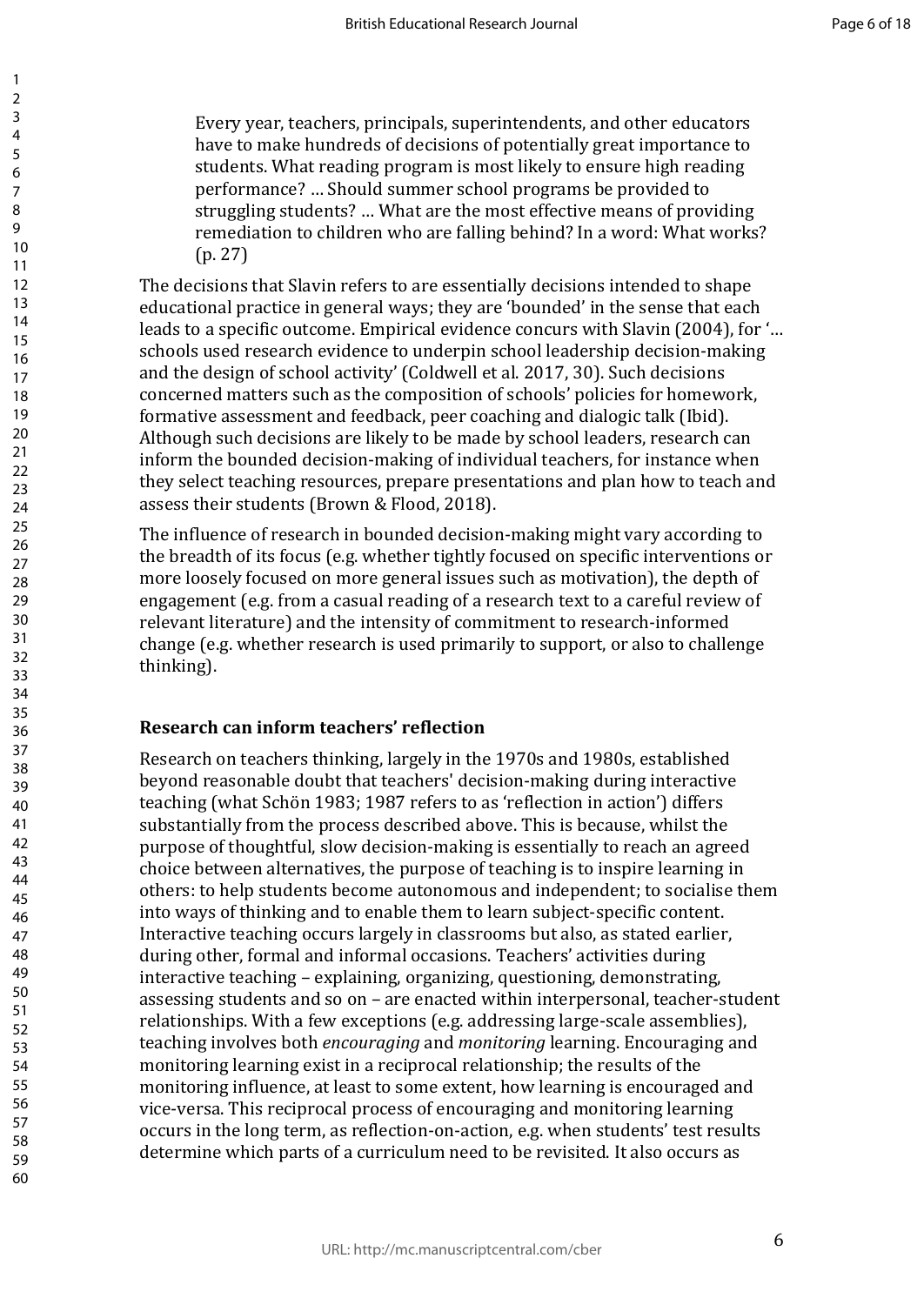> Every year, teachers, principals, superintendents, and other educators have to make hundreds of decisions of potentially great importance to students. What reading program is most likely to ensure high reading performance? … Should summer school programs be provided to struggling students? … What are the most effective means of providing remediation to children who are falling behind? In a word: What works? (p. 27)

The decisions that Slavin refers to are essentially decisions intended to shape educational practice in general ways; they are 'bounded' in the sense that each leads to a specific outcome. Empirical evidence concurs with Slavin (2004), for '… schools used research evidence to underpin school leadership decision-making and the design of school activity' (Coldwell et al. 2017, 30). Such decisions concerned matters such as the composition of schools' policies for homework, formative assessment and feedback, peer coaching and dialogic talk (Ibid). Although such decisions are likely to be made by school leaders, research can inform the bounded decision-making of individual teachers, for instance when they select teaching resources, prepare presentations and plan how to teach and assess their students (Brown & Flood, 2018).

The influence of research in bounded decision-making might vary according to the breadth of its focus (e.g. whether tightly focused on specific interventions or more loosely focused on more general issues such as motivation), the depth of engagement (e.g. from a casual reading of a research text to a careful review of relevant literature) and the intensity of commitment to research-informed change (e.g. whether research is used primarily to support, or also to challenge thinking).

### Research can inform teachers' reflection

Research on teachers thinking, largely in the 1970s and 1980s, established beyond reasonable doubt that teachers' decision-making during interactive teaching (what Schön 1983; 1987 refers to as 'reflection in action') differs substantially from the process described above. This is because, whilst the purpose of thoughtful, slow decision-making is essentially to reach an agreed choice between alternatives, the purpose of teaching is to inspire learning in others: to help students become autonomous and independent; to socialise them into ways of thinking and to enable them to learn subject-specific content. Interactive teaching occurs largely in classrooms but also, as stated earlier, during other, formal and informal occasions. Teachers' activities during interactive teaching – explaining, organizing, questioning, demonstrating, assessing students and so on – are enacted within interpersonal, teacher-student relationships. With a few exceptions (e.g. addressing large-scale assemblies), teaching involves both *encouraging* and *monitoring* learning. Encouraging and monitoring learning exist in a reciprocal relationship; the results of the monitoring influence, at least to some extent, how learning is encouraged and vice-versa. This reciprocal process of encouraging and monitoring learning occurs in the long term, as reflection-on-action, e.g. when students' test results determine which parts of a curriculum need to be revisited. It also occurs as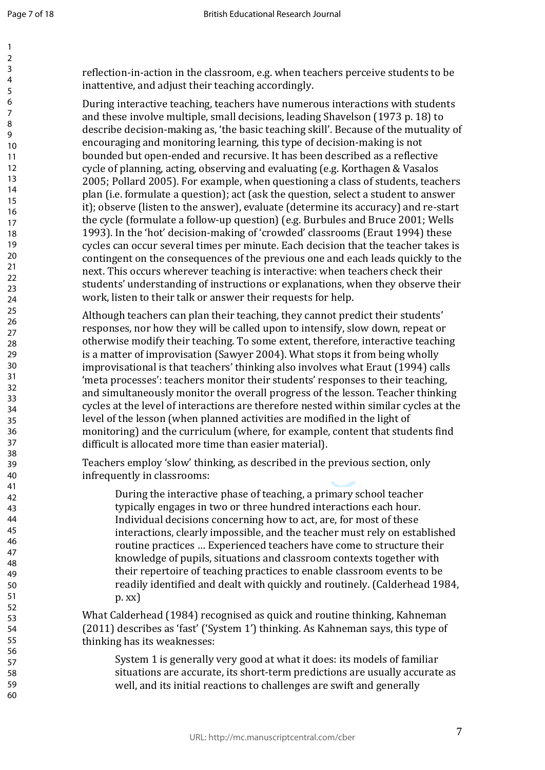reflection-in-action in the classroom, e.g. when teachers perceive students to be inattentive, and adjust their teaching accordingly.

During interactive teaching, teachers have numerous interactions with students and these involve multiple, small decisions, leading Shavelson (1973 p. 18) to describe decision-making as, 'the basic teaching skill'. Because of the mutuality of encouraging and monitoring learning, this type of decision-making is not bounded but open-ended and recursive. It has been described as a reflective cycle of planning, acting, observing and evaluating (e.g. Korthagen & Vasalos 2005; Pollard 2005). For example, when questioning a class of students, teachers plan (i.e. formulate a question); act (ask the question, select a student to answer it); observe (listen to the answer), evaluate (determine its accuracy) and re-start the cycle (formulate a follow-up question) (e.g. Burbules and Bruce 2001; Wells 1993). In the 'hot' decision-making of 'crowded' classrooms (Eraut 1994) these cycles can occur several times per minute. Each decision that the teacher takes is contingent on the consequences of the previous one and each leads quickly to the next. This occurs wherever teaching is interactive: when teachers check their students' understanding of instructions or explanations, when they observe their work, listen to their talk or answer their requests for help.

Although teachers can plan their teaching, they cannot predict their students' responses, nor how they will be called upon to intensify, slow down, repeat or otherwise modify their teaching. To some extent, therefore, interactive teaching is a matter of improvisation (Sawyer 2004). What stops it from being wholly improvisational is that teachers' thinking also involves what Eraut (1994) calls 'meta processes': teachers monitor their students' responses to their teaching, and simultaneously monitor the overall progress of the lesson. Teacher thinking cycles at the level of interactions are therefore nested within similar cycles at the level of the lesson (when planned activities are modified in the light of monitoring) and the curriculum (where, for example, content that students find difficult is allocated more time than easier material).

Teachers employ 'slow' thinking, as described in the previous section, only infrequently in classrooms:

> During the interactive phase of teaching, a primary school teacher typically engages in two or three hundred interactions each hour. Individual decisions concerning how to act, are, for most of these interactions, clearly impossible, and the teacher must rely on established routine practices … Experienced teachers have come to structure their knowledge of pupils, situations and classroom contexts together with their repertoire of teaching practices to enable classroom events to be readily identified and dealt with quickly and routinely. (Calderhead 1984, p. xx)

What Calderhead (1984) recognised as quick and routine thinking, Kahneman (2011) describes as 'fast' ('System 1') thinking. As Kahneman says, this type of thinking has its weaknesses:

> System 1 is generally very good at what it does: its models of familiar situations are accurate, its short-term predictions are usually accurate as well, and its initial reactions to challenges are swift and generally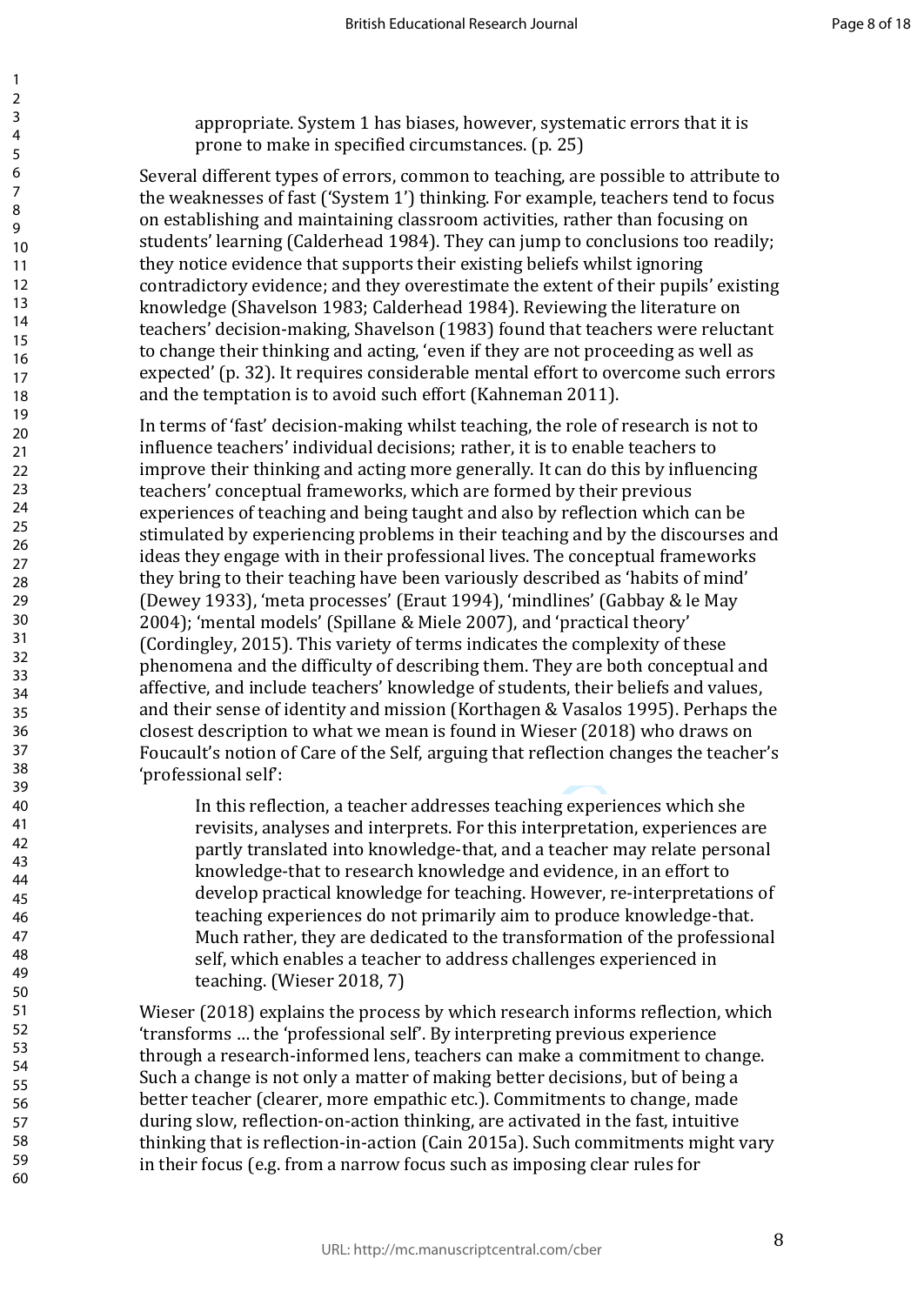> appropriate. System 1 has biases, however, systematic errors that it is prone to make in specified circumstances. (p. 25)

Several different types of errors, common to teaching, are possible to attribute to the weaknesses of fast ('System 1') thinking. For example, teachers tend to focus on establishing and maintaining classroom activities, rather than focusing on students' learning (Calderhead 1984). They can jump to conclusions too readily; they notice evidence that supports their existing beliefs whilst ignoring contradictory evidence; and they overestimate the extent of their pupils' existing knowledge (Shavelson 1983; Calderhead 1984). Reviewing the literature on teachers' decision-making, Shavelson (1983) found that teachers were reluctant to change their thinking and acting, 'even if they are not proceeding as well as expected' (p. 32). It requires considerable mental effort to overcome such errors and the temptation is to avoid such effort (Kahneman 2011).

In terms of 'fast' decision-making whilst teaching, the role of research is not to influence teachers' individual decisions; rather, it is to enable teachers to improve their thinking and acting more generally. It can do this by influencing teachers' conceptual frameworks, which are formed by their previous experiences of teaching and being taught and also by reflection which can be stimulated by experiencing problems in their teaching and by the discourses and ideas they engage with in their professional lives. The conceptual frameworks they bring to their teaching have been variously described as 'habits of mind' (Dewey 1933), 'meta processes' (Eraut 1994), 'mindlines' (Gabbay & le May 2004); 'mental models' (Spillane & Miele 2007), and 'practical theory' (Cordingley, 2015). This variety of terms indicates the complexity of these phenomena and the difficulty of describing them. They are both conceptual and affective, and include teachers' knowledge of students, their beliefs and values, and their sense of identity and mission (Korthagen & Vasalos 1995). Perhaps the closest description to what we mean is found in Wieser (2018) who draws on Foucault's notion of Care of the Self, arguing that reflection changes the teacher's 'professional self':

> In this reflection, a teacher addresses teaching experiences which she revisits, analyses and interprets. For this interpretation, experiences are partly translated into knowledge-that, and a teacher may relate personal knowledge-that to research knowledge and evidence, in an effort to develop practical knowledge for teaching. However, re-interpretations of teaching experiences do not primarily aim to produce knowledge-that. Much rather, they are dedicated to the transformation of the professional self, which enables a teacher to address challenges experienced in teaching. (Wieser 2018, 7)

Wieser (2018) explains the process by which research informs reflection, which 'transforms … the 'professional self'. By interpreting previous experience through a research-informed lens, teachers can make a commitment to change. Such a change is not only a matter of making better decisions, but of being a better teacher (clearer, more empathic etc.). Commitments to change, made during slow, reflection-on-action thinking, are activated in the fast, intuitive thinking that is reflection-in-action (Cain 2015a). Such commitments might vary in their focus (e.g. from a narrow focus such as imposing clear rules for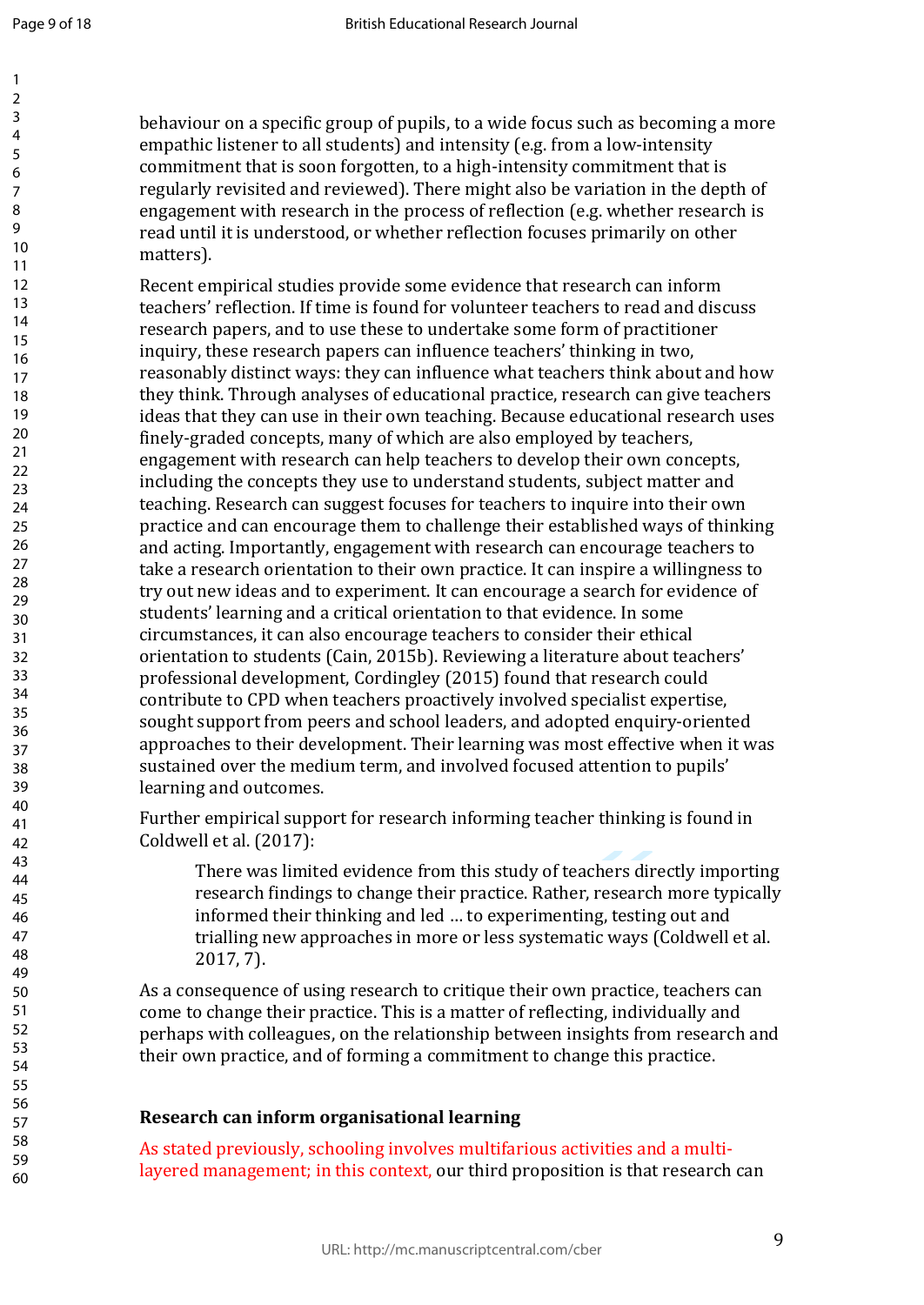behaviour on a specific group of pupils, to a wide focus such as becoming a more empathic listener to all students) and intensity (e.g. from a low-intensity commitment that is soon forgotten, to a high-intensity commitment that is regularly revisited and reviewed). There might also be variation in the depth of engagement with research in the process of reflection (e.g. whether research is read until it is understood, or whether reflection focuses primarily on other matters).

Recent empirical studies provide some evidence that research can inform teachers' reflection. If time is found for volunteer teachers to read and discuss research papers, and to use these to undertake some form of practitioner inquiry, these research papers can influence teachers' thinking in two, reasonably distinct ways: they can influence what teachers think about and how they think. Through analyses of educational practice, research can give teachers ideas that they can use in their own teaching. Because educational research uses finely-graded concepts, many of which are also employed by teachers, engagement with research can help teachers to develop their own concepts, including the concepts they use to understand students, subject matter and teaching. Research can suggest focuses for teachers to inquire into their own practice and can encourage them to challenge their established ways of thinking and acting. Importantly, engagement with research can encourage teachers to take a research orientation to their own practice. It can inspire a willingness to try out new ideas and to experiment. It can encourage a search for evidence of students' learning and a critical orientation to that evidence. In some circumstances, it can also encourage teachers to consider their ethical orientation to students (Cain, 2015b). Reviewing a literature about teachers' professional development, Cordingley (2015) found that research could contribute to CPD when teachers proactively involved specialist expertise, sought support from peers and school leaders, and adopted enquiry-oriented approaches to their development. Their learning was most effective when it was sustained over the medium term, and involved focused attention to pupils' learning and outcomes.

Further empirical support for research informing teacher thinking is found in Coldwell et al. (2017):

> There was limited evidence from this study of teachers directly importing research findings to change their practice. Rather, research more typically informed their thinking and led … to experimenting, testing out and trialling new approaches in more or less systematic ways (Coldwell et al. 2017, 7).

As a consequence of using research to critique their own practice, teachers can come to change their practice. This is a matter of reflecting, individually and perhaps with colleagues, on the relationship between insights from research and their own practice, and of forming a commitment to change this practice.

## Research can inform organisational learning

As stated previously, schooling involves multifarious activities and a multi-layered management; in this context, our third proposition is that research can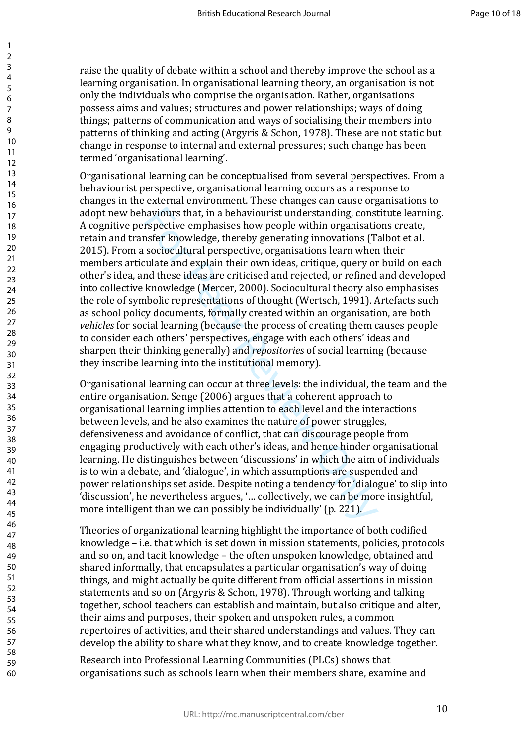raise the quality of debate within a school and thereby improve the school as a learning organisation. In organisational learning theory, an organisation is not only the individuals who comprise the organisation. Rather, organisations possess aims and values; structures and power relationships; ways of doing things; patterns of communication and ways of socialising their members into patterns of thinking and acting (Argyris & Schon, 1978). These are not static but change in response to internal and external pressures; such change has been termed 'organisational learning'.

Organisational learning can be conceptualised from several perspectives. From a behaviourist perspective, organisational learning occurs as a response to changes in the external environment. These changes can cause organisations to adopt new behaviours that, in a behaviourist understanding, constitute learning. A cognitive perspective emphasises how people within organisations create, retain and transfer knowledge, thereby generating innovations (Talbot et al. 2015). From a sociocultural perspective, organisations learn when their members articulate and explain their own ideas, critique, query or build on each other's idea, and these ideas are criticised and rejected, or refined and developed into collective knowledge (Mercer, 2000). Sociocultural theory also emphasises the role of symbolic representations of thought (Wertsch, 1991). Artefacts such as school policy documents, formally created within an organisation, are both *vehicles* for social learning (because the process of creating them causes people to consider each others' perspectives, engage with each others' ideas and sharpen their thinking generally) and *repositories* of social learning (because they inscribe learning into the institutional memory).

Organisational learning can occur at three levels: the individual, the team and the entire organisation. Senge (2006) argues that a coherent approach to organisational learning implies attention to each level and the interactions between levels, and he also examines the nature of power struggles, defensiveness and avoidance of conflict, that can discourage people from engaging productively with each other's ideas, and hence hinder organisational learning. He distinguishes between 'discussions' in which the aim of individuals is to win a debate, and 'dialogue', in which assumptions are suspended and power relationships set aside. Despite noting a tendency for 'dialogue' to slip into 'discussion', he nevertheless argues, '… collectively, we can be more insightful, more intelligent than we can possibly be individually' (p. 221).

Theories of organizational learning highlight the importance of both codified knowledge – i.e. that which is set down in mission statements, policies, protocols and so on, and tacit knowledge – the often unspoken knowledge, obtained and shared informally, that encapsulates a particular organisation's way of doing things, and might actually be quite different from official assertions in mission statements and so on (Argyris & Schon, 1978). Through working and talking together, school teachers can establish and maintain, but also critique and alter, their aims and purposes, their spoken and unspoken rules, a common repertoires of activities, and their shared understandings and values. They can develop the ability to share what they know, and to create knowledge together.

Research into Professional Learning Communities (PLCs) shows that organisations such as schools learn when their members share, examine and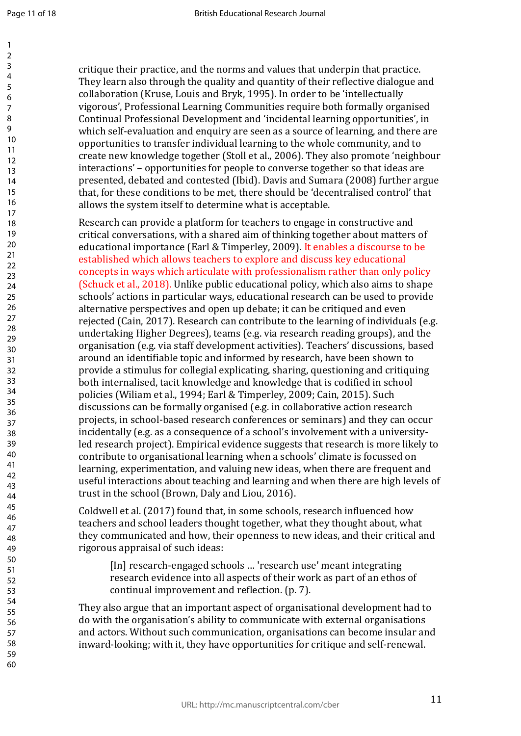critique their practice, and the norms and values that underpin that practice. They learn also through the quality and quantity of their reflective dialogue and collaboration (Kruse, Louis and Bryk, 1995). In order to be 'intellectually vigorous', Professional Learning Communities require both formally organised Continual Professional Development and 'incidental learning opportunities', in which self-evaluation and enquiry are seen as a source of learning, and there are opportunities to transfer individual learning to the whole community, and to create new knowledge together (Stoll et al., 2006). They also promote 'neighbour interactions' – opportunities for people to converse together so that ideas are presented, debated and contested (Ibid). Davis and Sumara (2008) further argue that, for these conditions to be met, there should be 'decentralised control' that allows the system itself to determine what is acceptable.

Research can provide a platform for teachers to engage in constructive and critical conversations, with a shared aim of thinking together about matters of educational importance (Earl & Timperley, 2009). It enables a discourse to be established which allows teachers to explore and discuss key educational concepts in ways which articulate with professionalism rather than only policy (Schuck et al., 2018). Unlike public educational policy, which also aims to shape schools' actions in particular ways, educational research can be used to provide alternative perspectives and open up debate; it can be critiqued and even rejected (Cain, 2017). Research can contribute to the learning of individuals (e.g. undertaking Higher Degrees), teams (e.g. via research reading groups), and the organisation (e.g. via staff development activities). Teachers' discussions, based around an identifiable topic and informed by research, have been shown to provide a stimulus for collegial explicating, sharing, questioning and critiquing both internalised, tacit knowledge and knowledge that is codified in school policies (Wiliam et al., 1994; Earl & Timperley, 2009; Cain, 2015). Such discussions can be formally organised (e.g. in collaborative action research projects, in school-based research conferences or seminars) and they can occur incidentally (e.g. as a consequence of a school's involvement with a university-led research project). Empirical evidence suggests that research is more likely to contribute to organisational learning when a schools' climate is focussed on learning, experimentation, and valuing new ideas, when there are frequent and useful interactions about teaching and learning and when there are high levels of trust in the school (Brown, Daly and Liou, 2016).

Coldwell et al. (2017) found that, in some schools, research influenced how teachers and school leaders thought together, what they thought about, what they communicated and how, their openness to new ideas, and their critical and rigorous appraisal of such ideas:

> [In] research-engaged schools … 'research use' meant integrating research evidence into all aspects of their work as part of an ethos of continual improvement and reflection. (p. 7).

They also argue that an important aspect of organisational development had to do with the organisation's ability to communicate with external organisations and actors. Without such communication, organisations can become insular and inward-looking; with it, they have opportunities for critique and self-renewal.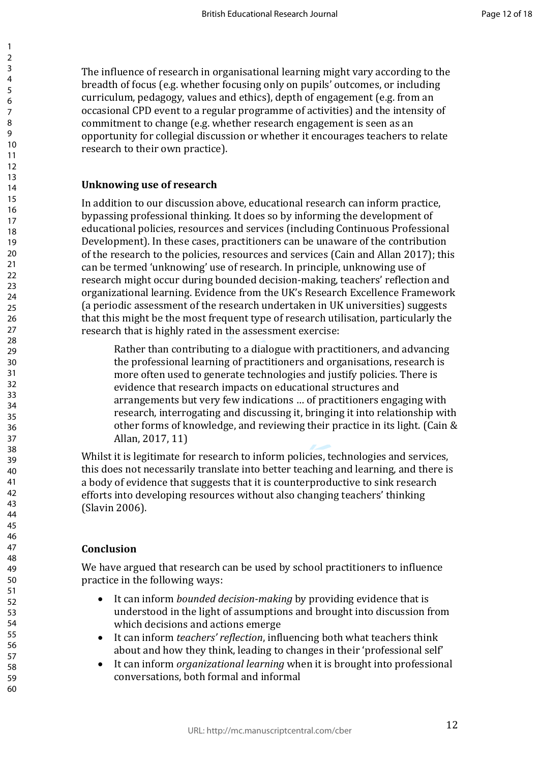The influence of research in organisational learning might vary according to the breadth of focus (e.g. whether focusing only on pupils' outcomes, or including curriculum, pedagogy, values and ethics), depth of engagement (e.g. from an occasional CPD event to a regular programme of activities) and the intensity of commitment to change (e.g. whether research engagement is seen as an opportunity for collegial discussion or whether it encourages teachers to relate research to their own practice).

### Unknowing use of research

In addition to our discussion above, educational research can inform practice, bypassing professional thinking. It does so by informing the development of educational policies, resources and services (including Continuous Professional Development). In these cases, practitioners can be unaware of the contribution of the research to the policies, resources and services (Cain and Allan 2017); this can be termed 'unknowing' use of research. In principle, unknowing use of research might occur during bounded decision-making, teachers' reflection and organizational learning. Evidence from the UK's Research Excellence Framework (a periodic assessment of the research undertaken in UK universities) suggests that this might be the most frequent type of research utilisation, particularly the research that is highly rated in the assessment exercise:

> Rather than contributing to a dialogue with practitioners, and advancing the professional learning of practitioners and organisations, research is more often used to generate technologies and justify policies. There is evidence that research impacts on educational structures and arrangements but very few indications … of practitioners engaging with research, interrogating and discussing it, bringing it into relationship with other forms of knowledge, and reviewing their practice in its light. (Cain & Allan, 2017, 11)

Whilst it is legitimate for research to inform policies, technologies and services, this does not necessarily translate into better teaching and learning, and there is a body of evidence that suggests that it is counterproductive to sink research efforts into developing resources without also changing teachers' thinking (Slavin 2006).

### Conclusion

We have argued that research can be used by school practitioners to influence practice in the following ways:

- It can inform *bounded decision-making* by providing evidence that is understood in the light of assumptions and brought into discussion from which decisions and actions emerge
- It can inform *teachers' reflection*, influencing both what teachers think about and how they think, leading to changes in their 'professional self'
- It can inform *organizational learning* when it is brought into professional conversations, both formal and informal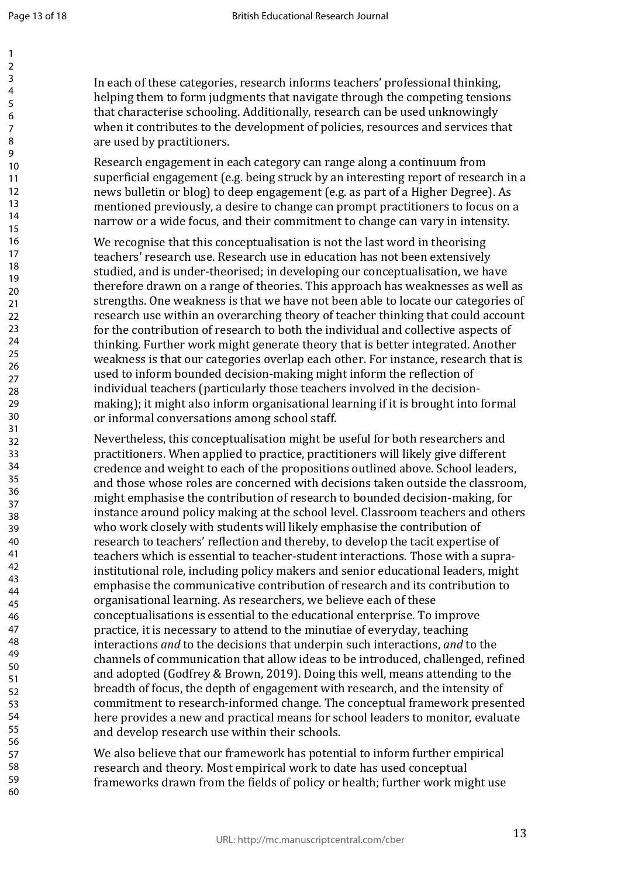In each of these categories, research informs teachers' professional thinking, helping them to form judgments that navigate through the competing tensions that characterise schooling. Additionally, research can be used unknowingly when it contributes to the development of policies, resources and services that are used by practitioners.

Research engagement in each category can range along a continuum from superficial engagement (e.g. being struck by an interesting report of research in a news bulletin or blog) to deep engagement (e.g. as part of a Higher Degree). As mentioned previously, a desire to change can prompt practitioners to focus on a narrow or a wide focus, and their commitment to change can vary in intensity.

We recognise that this conceptualisation is not the last word in theorising teachers' research use. Research use in education has not been extensively studied, and is under-theorised; in developing our conceptualisation, we have therefore drawn on a range of theories. This approach has weaknesses as well as strengths. One weakness is that we have not been able to locate our categories of research use within an overarching theory of teacher thinking that could account for the contribution of research to both the individual and collective aspects of thinking. Further work might generate theory that is better integrated. Another weakness is that our categories overlap each other. For instance, research that is used to inform bounded decision-making might inform the reflection of individual teachers (particularly those teachers involved in the decision-making); it might also inform organisational learning if it is brought into formal or informal conversations among school staff.

Nevertheless, this conceptualisation might be useful for both researchers and practitioners. When applied to practice, practitioners will likely give different credence and weight to each of the propositions outlined above. School leaders, and those whose roles are concerned with decisions taken outside the classroom, might emphasise the contribution of research to bounded decision-making, for instance around policy making at the school level. Classroom teachers and others who work closely with students will likely emphasise the contribution of research to teachers' reflection and thereby, to develop the tacit expertise of teachers which is essential to teacher-student interactions. Those with a supra-institutional role, including policy makers and senior educational leaders, might emphasise the communicative contribution of research and its contribution to organisational learning. As researchers, we believe each of these conceptualisations is essential to the educational enterprise. To improve practice, it is necessary to attend to the minutiae of everyday, teaching interactions *and* to the decisions that underpin such interactions, *and* to the channels of communication that allow ideas to be introduced, challenged, refined and adopted (Godfrey & Brown, 2019). Doing this well, means attending to the breadth of focus, the depth of engagement with research, and the intensity of commitment to research-informed change. The conceptual framework presented here provides a new and practical means for school leaders to monitor, evaluate and develop research use within their schools.

We also believe that our framework has potential to inform further empirical research and theory. Most empirical work to date has used conceptual frameworks drawn from the fields of policy or health; further work might use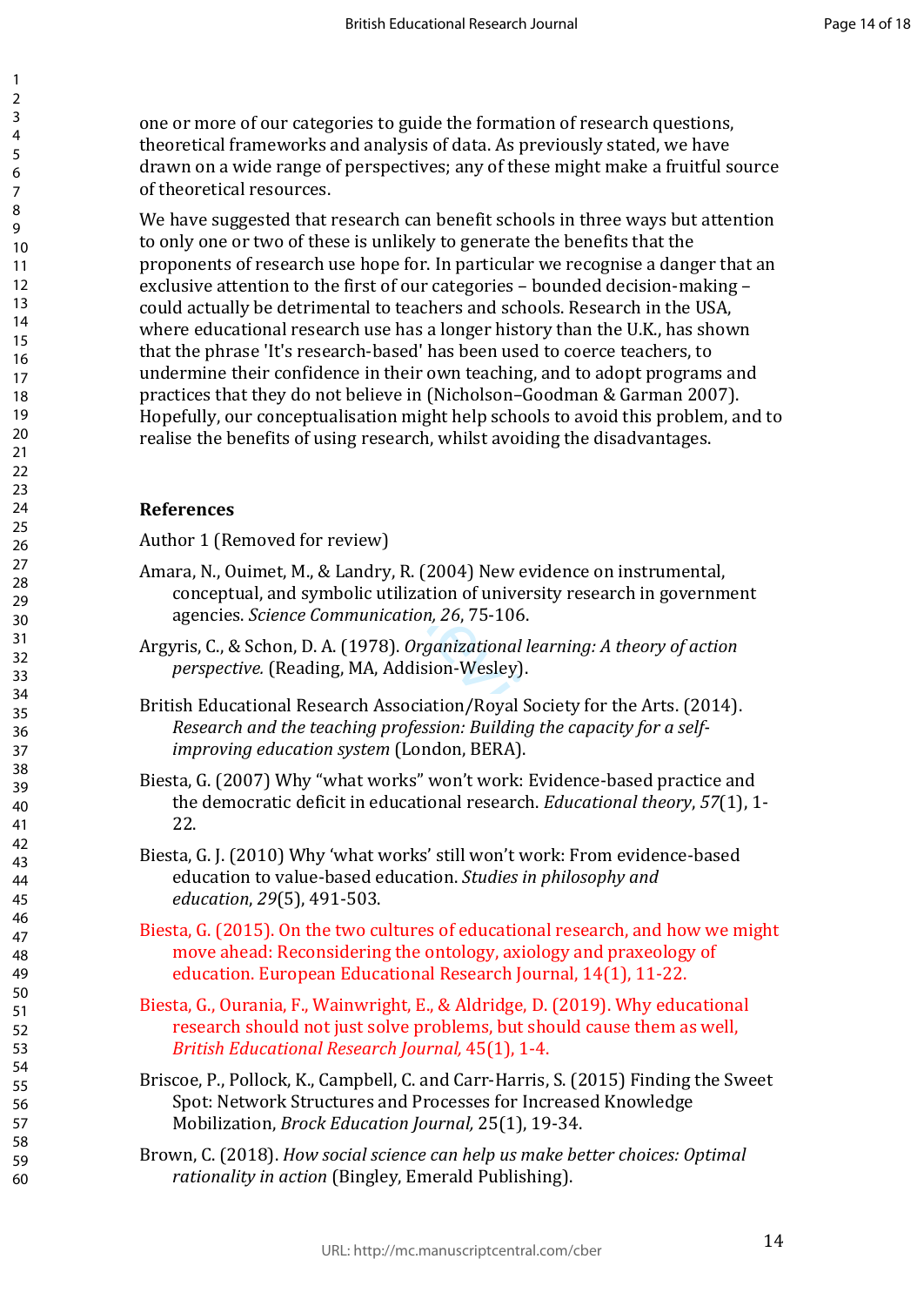one or more of our categories to guide the formation of research questions, theoretical frameworks and analysis of data. As previously stated, we have drawn on a wide range of perspectives; any of these might make a fruitful source of theoretical resources.

We have suggested that research can benefit schools in three ways but attention to only one or two of these is unlikely to generate the benefits that the proponents of research use hope for. In particular we recognise a danger that an exclusive attention to the first of our categories – bounded decision-making – could actually be detrimental to teachers and schools. Research in the USA, where educational research use has a longer history than the U.K., has shown that the phrase 'It's research-based' has been used to coerce teachers, to undermine their confidence in their own teaching, and to adopt programs and practices that they do not believe in (Nicholson–Goodman & Garman 2007). Hopefully, our conceptualisation might help schools to avoid this problem, and to realise the benefits of using research, whilst avoiding the disadvantages.

## References

Author 1 (Removed for review)

Amara, N., Ouimet, M., & Landry, R. (2004) New evidence on instrumental, conceptual, and symbolic utilization of university research in government agencies. *Science Communication, 26*, 75-106.

Argyris, C., & Schon, D. A. (1978). *Organizational learning: A theory of action perspective.* (Reading, MA, Addision-Wesley).

British Educational Research Association/Royal Society for the Arts. (2014). *Research and the teaching profession: Building the capacity for a self-improving education system* (London, BERA).

Biesta, G. (2007) Why "what works" won't work: Evidence-based practice and the democratic deficit in educational research. *Educational theory*, *57*(1), 1-22.

Biesta, G. J. (2010) Why 'what works' still won't work: From evidence-based education to value-based education. *Studies in philosophy and education*, *29*(5), 491-503.

Biesta, G. (2015). On the two cultures of educational research, and how we might move ahead: Reconsidering the ontology, axiology and praxeology of education. European Educational Research Journal, 14(1), 11-22.

Biesta, G., Ourania, F., Wainwright, E., & Aldridge, D. (2019). Why educational research should not just solve problems, but should cause them as well, *British Educational Research Journal,* 45(1), 1-4.

Briscoe, P., Pollock, K., Campbell, C. and Carr-Harris, S. (2015) Finding the Sweet Spot: Network Structures and Processes for Increased Knowledge Mobilization, *Brock Education Journal,* 25(1), 19-34.

Brown, C. (2018). *How social science can help us make better choices: Optimal rationality in action* (Bingley, Emerald Publishing).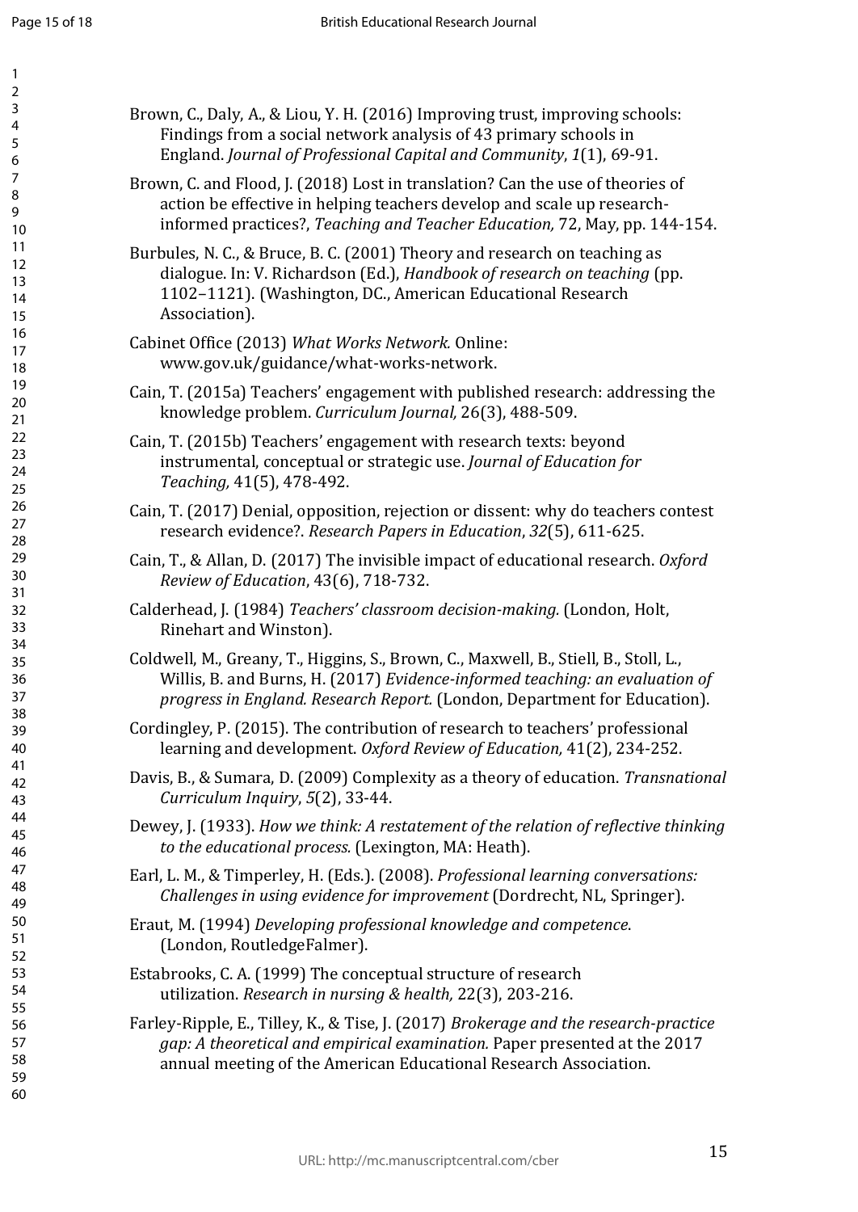Brown, C., Daly, A., & Liou, Y. H. (2016) Improving trust, improving schools: Findings from a social network analysis of 43 primary schools in England. *Journal of Professional Capital and Community*, *1*(1), 69-91.

Brown, C. and Flood, J. (2018) Lost in translation? Can the use of theories of action be effective in helping teachers develop and scale up research-informed practices?, *Teaching and Teacher Education,* 72, May, pp. 144-154.

Burbules, N. C., & Bruce, B. C. (2001) Theory and research on teaching as dialogue. In: V. Richardson (Ed.), *Handbook of research on teaching* (pp. 1102–1121). (Washington, DC., American Educational Research Association).

Cabinet Office (2013) *What Works Network.* Online: www.gov.uk/guidance/what-works-network.

Cain, T. (2015a) Teachers' engagement with published research: addressing the knowledge problem. *Curriculum Journal,* 26(3), 488-509.

Cain, T. (2015b) Teachers' engagement with research texts: beyond instrumental, conceptual or strategic use. *Journal of Education for Teaching,* 41(5), 478-492.

Cain, T. (2017) Denial, opposition, rejection or dissent: why do teachers contest research evidence?. *Research Papers in Education*, *32*(5), 611-625.

Cain, T., & Allan, D. (2017) The invisible impact of educational research. *Oxford Review of Education*, 43(6), 718-732.

Calderhead, J. (1984) *Teachers' classroom decision-making.* (London, Holt, Rinehart and Winston).

Coldwell, M., Greany, T., Higgins, S., Brown, C., Maxwell, B., Stiell, B., Stoll, L., Willis, B. and Burns, H. (2017) *Evidence-informed teaching: an evaluation of progress in England. Research Report.* (London, Department for Education).

Cordingley, P. (2015). The contribution of research to teachers' professional learning and development. *Oxford Review of Education,* 41(2), 234-252.

Davis, B., & Sumara, D. (2009) Complexity as a theory of education. *Transnational Curriculum Inquiry*, *5*(2), 33-44.

Dewey, J. (1933). *How we think: A restatement of the relation of reflective thinking to the educational process.* (Lexington, MA: Heath).

Earl, L. M., & Timperley, H. (Eds.). (2008). *Professional learning conversations: Challenges in using evidence for improvement* (Dordrecht, NL, Springer).

Eraut, M. (1994) *Developing professional knowledge and competence*. (London, RoutledgeFalmer).

Estabrooks, C. A. (1999) The conceptual structure of research utilization. *Research in nursing & health,* 22(3), 203-216.

Farley-Ripple, E., Tilley, K., & Tise, J. (2017) *Brokerage and the research-practice gap: A theoretical and empirical examination.* Paper presented at the 2017 annual meeting of the American Educational Research Association.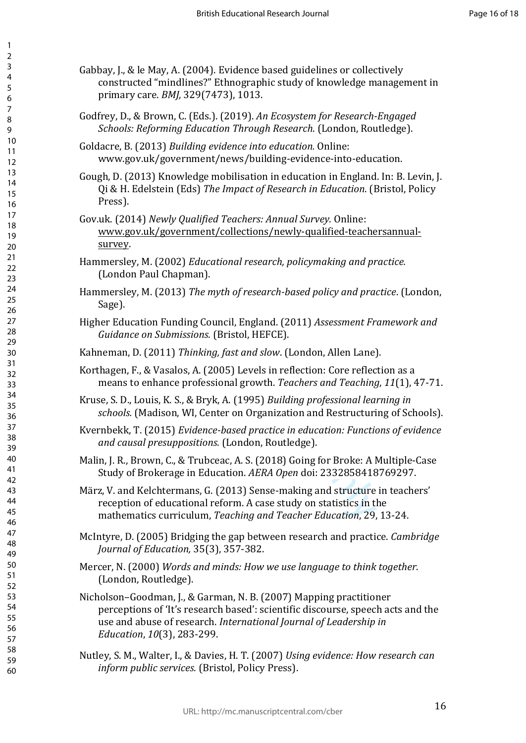Gabbay, J., & le May, A. (2004). Evidence based guidelines or collectively constructed "mindlines?" Ethnographic study of knowledge management in primary care. *BMJ,* 329(7473), 1013.

Godfrey, D., & Brown, C. (Eds.). (2019). *An Ecosystem for Research-Engaged Schools: Reforming Education Through Research*. (London, Routledge).

Goldacre, B. (2013) *Building evidence into education.* Online: www.gov.uk/government/news/building-evidence-into-education.

Gough, D. (2013) Knowledge mobilisation in education in England. In: B. Levin, J. Qi & H. Edelstein (Eds) *The Impact of Research in Education*. (Bristol, Policy Press).

Gov.uk. (2014) *Newly Qualified Teachers: Annual Survey.* Online: www.gov.uk/government/collections/newly-qualified-teachersannual-survey.

Hammersley, M. (2002) *Educational research, policymaking and practice.* (London Paul Chapman).

Hammersley, M. (2013) *The myth of research-based policy and practice*. (London, Sage).

Higher Education Funding Council, England. (2011) *Assessment Framework and Guidance on Submissions.* (Bristol, HEFCE).

Kahneman, D. (2011) *Thinking, fast and slow*. (London, Allen Lane).

Korthagen, F., & Vasalos, A. (2005) Levels in reflection: Core reflection as a means to enhance professional growth. *Teachers and Teaching*, *11*(1), 47-71.

Kruse, S. D., Louis, K. S., & Bryk, A. (1995) *Building professional learning in schools.* (Madison, WI, Center on Organization and Restructuring of Schools).

Kvernbekk, T. (2015) *Evidence-based practice in education: Functions of evidence and causal presuppositions.* (London, Routledge).

Malin, J. R., Brown, C., & Trubceac, A. S. (2018) Going for Broke: A Multiple-Case Study of Brokerage in Education. *AERA Open* doi: 2332858418769297.

März, V. and Kelchtermans, G. (2013) Sense-making and structure in teachers' reception of educational reform. A case study on statistics in the mathematics curriculum, *Teaching and Teacher Education*, 29, 13-24.

McIntyre, D. (2005) Bridging the gap between research and practice. *Cambridge Journal of Education,* 35(3), 357-382.

Mercer, N. (2000) *Words and minds: How we use language to think together*. (London, Routledge).

Nicholson–Goodman, J., & Garman, N. B. (2007) Mapping practitioner perceptions of 'It's research based': scientific discourse, speech acts and the use and abuse of research. *International Journal of Leadership in Education*, *10*(3), 283-299.

Nutley, S. M., Walter, I., & Davies, H. T. (2007) *Using evidence: How research can inform public services.* (Bristol, Policy Press).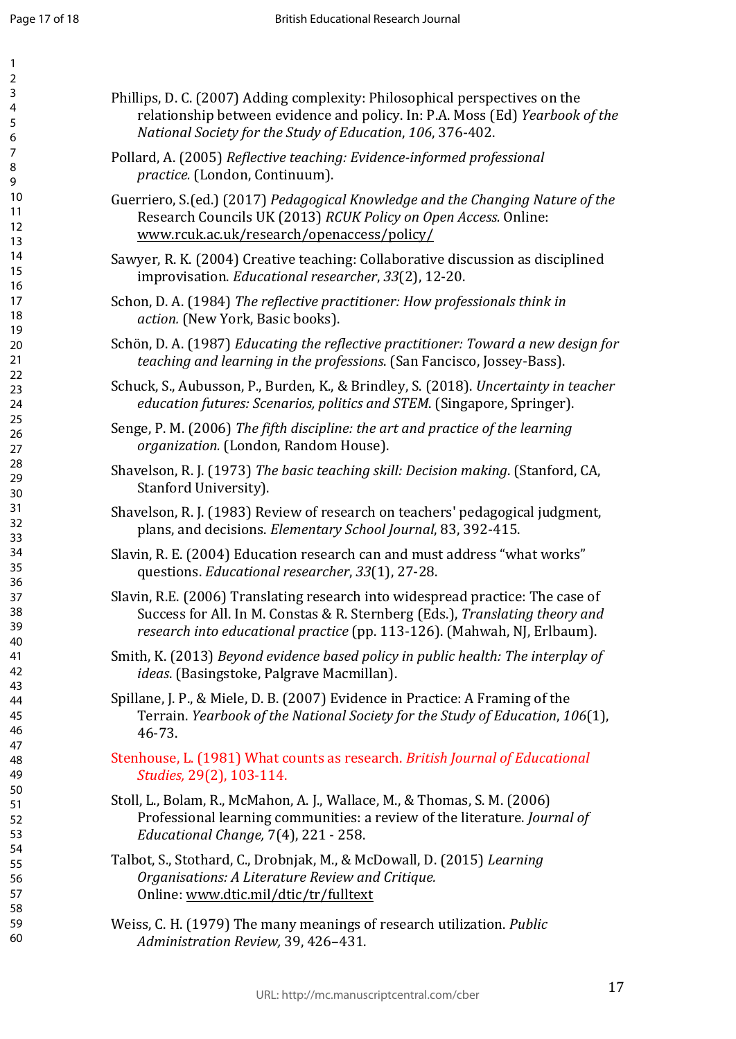Phillips, D. C. (2007) Adding complexity: Philosophical perspectives on the relationship between evidence and policy. In: P.A. Moss (Ed) *Yearbook of the National Society for the Study of Education*, *106*, 376-402.

Pollard, A. (2005) *Reflective teaching: Evidence-informed professional practice.* (London, Continuum).

Guerriero, S.(ed.) (2017) *Pedagogical Knowledge and the Changing Nature of the* Research Councils UK (2013) *RCUK Policy on Open Access.* Online: www.rcuk.ac.uk/research/openaccess/policy/

Sawyer, R. K. (2004) Creative teaching: Collaborative discussion as disciplined improvisation. *Educational researcher*, *33*(2), 12-20.

Schon, D. A. (1984) *The reflective practitioner: How professionals think in action.* (New York, Basic books).

Schön, D. A. (1987) *Educating the reflective practitioner: Toward a new design for teaching and learning in the professions.* (San Fancisco, Jossey-Bass).

Schuck, S., Aubusson, P., Burden, K., & Brindley, S. (2018). *Uncertainty in teacher education futures: Scenarios, politics and STEM.* (Singapore, Springer).

Senge, P. M. (2006) *The fifth discipline: the art and practice of the learning organization.* (London, Random House).

Shavelson, R. J. (1973) *The basic teaching skill: Decision making*. (Stanford, CA, Stanford University).

Shavelson, R. J. (1983) Review of research on teachers' pedagogical judgment, plans, and decisions. *Elementary School Journal*, 83, 392-415.

Slavin, R. E. (2004) Education research can and must address "what works" questions. *Educational researcher*, *33*(1), 27-28.

Slavin, R.E. (2006) Translating research into widespread practice: The case of Success for All. In M. Constas & R. Sternberg (Eds.), *Translating theory and research into educational practice* (pp. 113-126). (Mahwah, NJ, Erlbaum).

Smith, K. (2013) *Beyond evidence based policy in public health: The interplay of ideas*. (Basingstoke, Palgrave Macmillan).

Spillane, J. P., & Miele, D. B. (2007) Evidence in Practice: A Framing of the Terrain. *Yearbook of the National Society for the Study of Education*, *106*(1), 46-73.

Stenhouse, L. (1981) What counts as research. *British Journal of Educational Studies,* 29(2), 103-114.

Stoll, L., Bolam, R., McMahon, A. J., Wallace, M., & Thomas, S. M. (2006) Professional learning communities: a review of the literature. *Journal of Educational Change,* 7(4), 221 - 258.

Talbot, S., Stothard, C., Drobnjak, M., & McDowall, D. (2015) *Learning Organisations: A Literature Review and Critique.* Online: www.dtic.mil/dtic/tr/fulltext

Weiss, C. H. (1979) The many meanings of research utilization. *Public Administration Review,* 39, 426–431.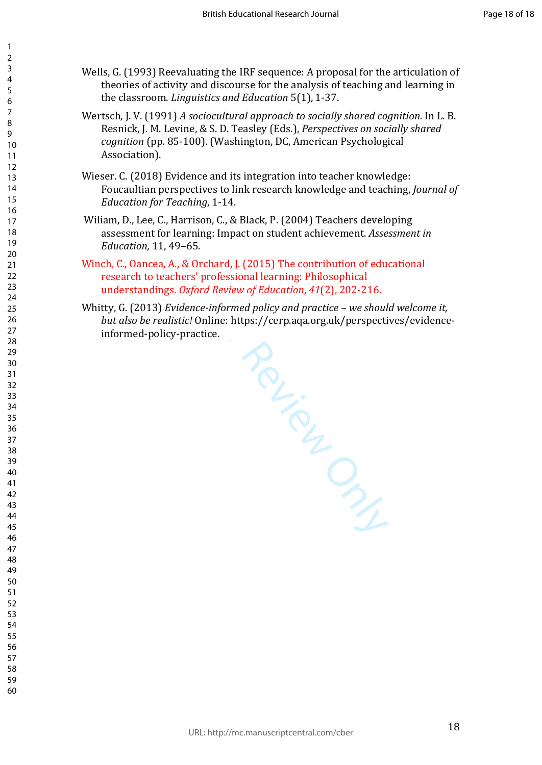Wells, G. (1993) Reevaluating the IRF sequence: A proposal for the articulation of theories of activity and discourse for the analysis of teaching and learning in the classroom. *Linguistics and Education* 5(1), 1-37.

Wertsch, J. V. (1991) *A sociocultural approach to socially shared cognition.* In L. B. Resnick, J. M. Levine, & S. D. Teasley (Eds.), *Perspectives on socially shared cognition* (pp. 85-100). (Washington, DC, American Psychological Association).

Wieser. C. (2018) Evidence and its integration into teacher knowledge: Foucaultian perspectives to link research knowledge and teaching, *Journal of Education for Teaching*, 1-14.

Wiliam, D., Lee, C., Harrison, C., & Black, P. (2004) Teachers developing assessment for learning: Impact on student achievement. *Assessment in Education,* 11, 49–65.

Winch, C., Oancea, A., & Orchard, J. (2015) The contribution of educational research to teachers' professional learning: Philosophical understandings. *Oxford Review of Education*, *41*(2), 202-216.

Whitty, G. (2013) *Evidence-informed policy and practice – we should welcome it, but also be realistic!* Online: https://cerp.aqa.org.uk/perspectives/evidence-informed-policy-practice.